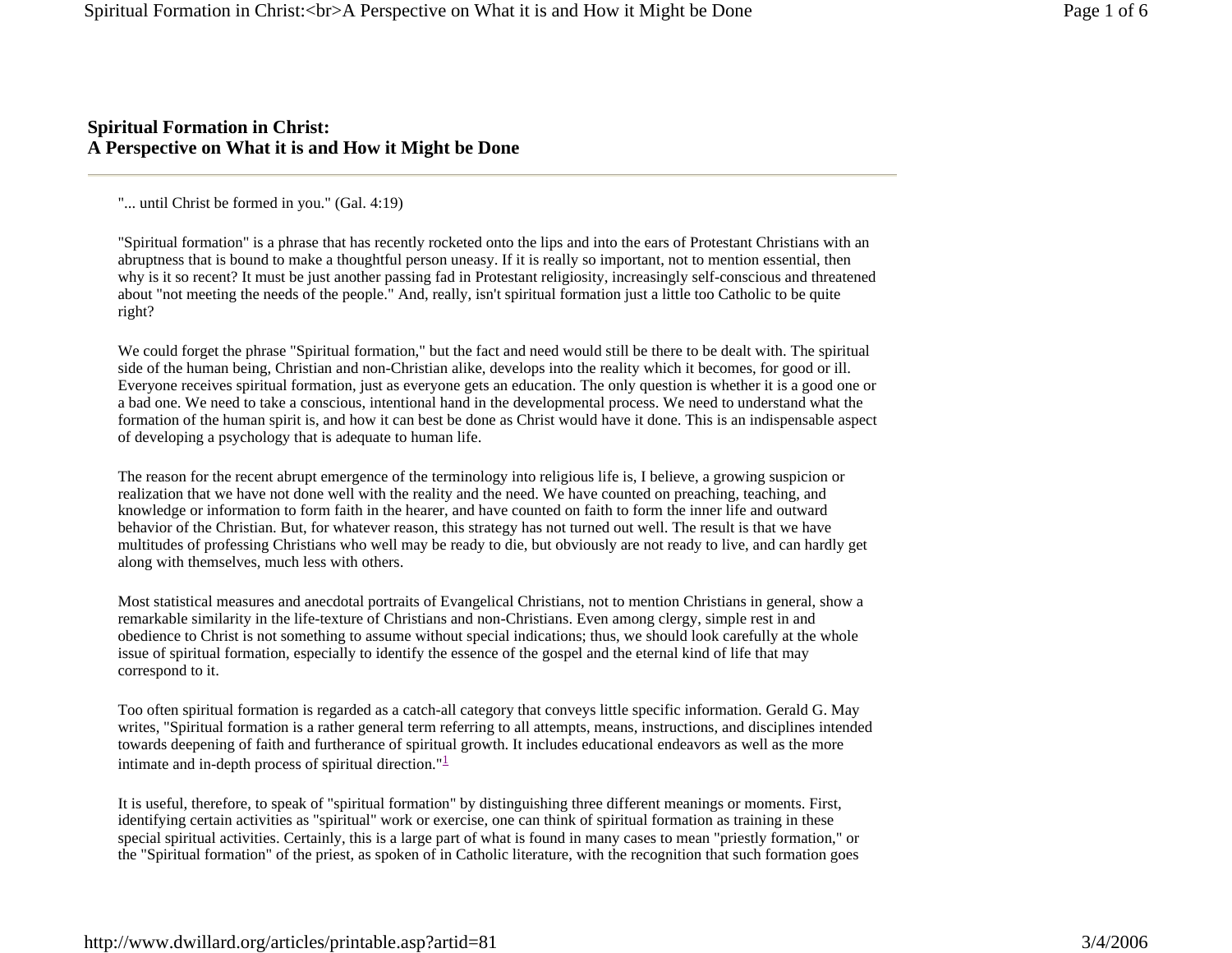**Spiritual Formation in Christ:**
**A Perspective on What it is and How it Might be Done**

"... until Christ be formed in you." (Gal. 4:19)

"Spiritual formation" is a phrase that has recently rocketed onto the lips and into the ears of Protestant Christians with an abruptness that is bound to make a thoughtful person uneasy. If it is really so important, not to mention essential, then why is it so recent? It must be just another passing fad in Protestant religiosity, increasingly self-conscious and threatened about "not meeting the needs of the people." And, really, isn't spiritual formation just a little too Catholic to be quite right?

We could forget the phrase "Spiritual formation," but the fact and need would still be there to be dealt with. The spiritual side of the human being, Christian and non-Christian alike, develops into the reality which it becomes, for good or ill. Everyone receives spiritual formation, just as everyone gets an education. The only question is whether it is a good one or a bad one. We need to take a conscious, intentional hand in the developmental process. We need to understand what the formation of the human spirit is, and how it can best be done as Christ would have it done. This is an indispensable aspect of developing a psychology that is adequate to human life.

The reason for the recent abrupt emergence of the terminology into religious life is, I believe, a growing suspicion or realization that we have not done well with the reality and the need. We have counted on preaching, teaching, and knowledge or information to form faith in the hearer, and have counted on faith to form the inner life and outward behavior of the Christian. But, for whatever reason, this strategy has not turned out well. The result is that we have multitudes of professing Christians who well may be ready to die, but obviously are not ready to live, and can hardly get along with themselves, much less with others.

Most statistical measures and anecdotal portraits of Evangelical Christians, not to mention Christians in general, show a remarkable similarity in the life-texture of Christians and non-Christians. Even among clergy, simple rest in and obedience to Christ is not something to assume without special indications; thus, we should look carefully at the whole issue of spiritual formation, especially to identify the essence of the gospel and the eternal kind of life that may correspond to it.

Too often spiritual formation is regarded as a catch-all category that conveys little specific information. Gerald G. May writes, "Spiritual formation is a rather general term referring to all attempts, means, instructions, and disciplines intended towards deepening of faith and furtherance of spiritual growth. It includes educational endeavors as well as the more intimate and in-depth process of spiritual direction."[1]

It is useful, therefore, to speak of "spiritual formation" by distinguishing three different meanings or moments. First, identifying certain activities as "spiritual" work or exercise, one can think of spiritual formation as training in these special spiritual activities. Certainly, this is a large part of what is found in many cases to mean "priestly formation," or the "Spiritual formation" of the priest, as spoken of in Catholic literature, with the recognition that such formation goes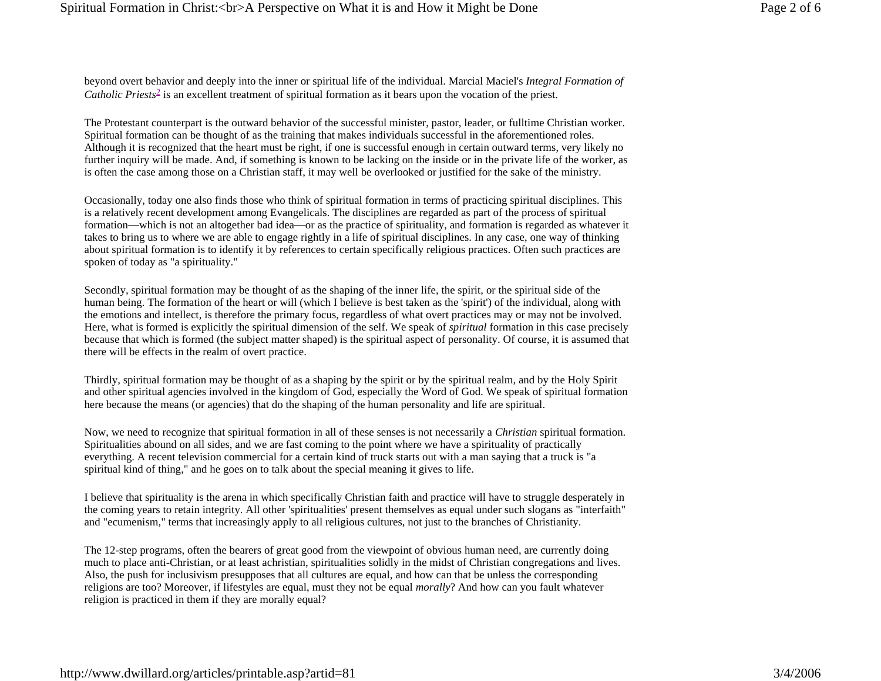beyond overt behavior and deeply into the inner or spiritual life of the individual. Marcial Maciel's *Integral Formation of Catholic Priests*[2] is an excellent treatment of spiritual formation as it bears upon the vocation of the priest.

The Protestant counterpart is the outward behavior of the successful minister, pastor, leader, or fulltime Christian worker. Spiritual formation can be thought of as the training that makes individuals successful in the aforementioned roles. Although it is recognized that the heart must be right, if one is successful enough in certain outward terms, very likely no further inquiry will be made. And, if something is known to be lacking on the inside or in the private life of the worker, as is often the case among those on a Christian staff, it may well be overlooked or justified for the sake of the ministry.

Occasionally, today one also finds those who think of spiritual formation in terms of practicing spiritual disciplines. This is a relatively recent development among Evangelicals. The disciplines are regarded as part of the process of spiritual formation—which is not an altogether bad idea—or as the practice of spirituality, and formation is regarded as whatever it takes to bring us to where we are able to engage rightly in a life of spiritual disciplines. In any case, one way of thinking about spiritual formation is to identify it by references to certain specifically religious practices. Often such practices are spoken of today as "a spirituality."

Secondly, spiritual formation may be thought of as the shaping of the inner life, the spirit, or the spiritual side of the human being. The formation of the heart or will (which I believe is best taken as the 'spirit') of the individual, along with the emotions and intellect, is therefore the primary focus, regardless of what overt practices may or may not be involved. Here, what is formed is explicitly the spiritual dimension of the self. We speak of *spiritual* formation in this case precisely because that which is formed (the subject matter shaped) is the spiritual aspect of personality. Of course, it is assumed that there will be effects in the realm of overt practice.

Thirdly, spiritual formation may be thought of as a shaping by the spirit or by the spiritual realm, and by the Holy Spirit and other spiritual agencies involved in the kingdom of God, especially the Word of God. We speak of spiritual formation here because the means (or agencies) that do the shaping of the human personality and life are spiritual.

Now, we need to recognize that spiritual formation in all of these senses is not necessarily a *Christian* spiritual formation. Spiritualities abound on all sides, and we are fast coming to the point where we have a spirituality of practically everything. A recent television commercial for a certain kind of truck starts out with a man saying that a truck is "a spiritual kind of thing," and he goes on to talk about the special meaning it gives to life.

I believe that spirituality is the arena in which specifically Christian faith and practice will have to struggle desperately in the coming years to retain integrity. All other 'spiritualities' present themselves as equal under such slogans as "interfaith" and "ecumenism," terms that increasingly apply to all religious cultures, not just to the branches of Christianity.

The 12-step programs, often the bearers of great good from the viewpoint of obvious human need, are currently doing much to place anti-Christian, or at least achristian, spiritualities solidly in the midst of Christian congregations and lives. Also, the push for inclusivism presupposes that all cultures are equal, and how can that be unless the corresponding religions are too? Moreover, if lifestyles are equal, must they not be equal *morally*? And how can you fault whatever religion is practiced in them if they are morally equal?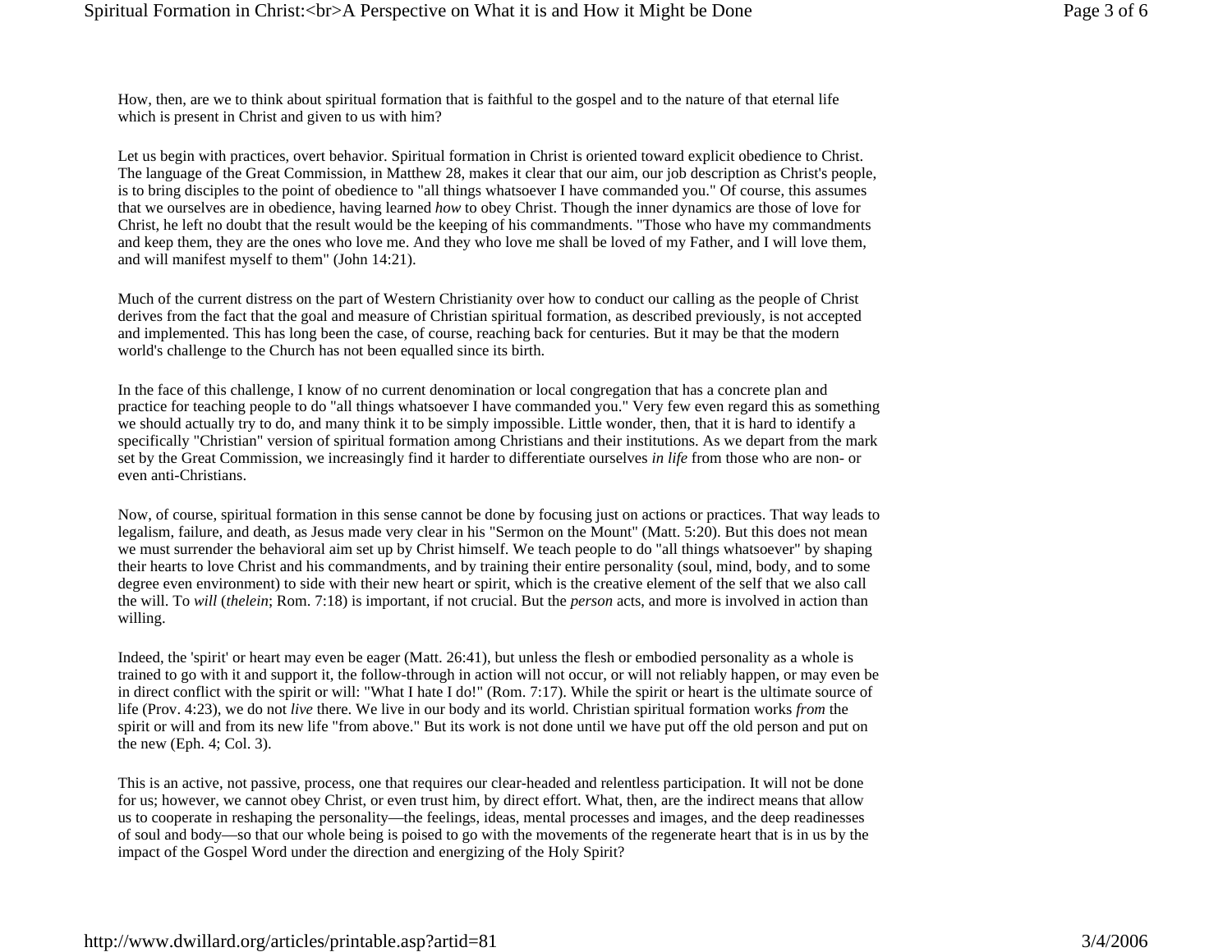How, then, are we to think about spiritual formation that is faithful to the gospel and to the nature of that eternal life which is present in Christ and given to us with him?

Let us begin with practices, overt behavior. Spiritual formation in Christ is oriented toward explicit obedience to Christ. The language of the Great Commission, in Matthew 28, makes it clear that our aim, our job description as Christ's people, is to bring disciples to the point of obedience to "all things whatsoever I have commanded you." Of course, this assumes that we ourselves are in obedience, having learned *how* to obey Christ. Though the inner dynamics are those of love for Christ, he left no doubt that the result would be the keeping of his commandments. "Those who have my commandments and keep them, they are the ones who love me. And they who love me shall be loved of my Father, and I will love them, and will manifest myself to them" (John 14:21).

Much of the current distress on the part of Western Christianity over how to conduct our calling as the people of Christ derives from the fact that the goal and measure of Christian spiritual formation, as described previously, is not accepted and implemented. This has long been the case, of course, reaching back for centuries. But it may be that the modern world's challenge to the Church has not been equalled since its birth.

In the face of this challenge, I know of no current denomination or local congregation that has a concrete plan and practice for teaching people to do "all things whatsoever I have commanded you." Very few even regard this as something we should actually try to do, and many think it to be simply impossible. Little wonder, then, that it is hard to identify a specifically "Christian" version of spiritual formation among Christians and their institutions. As we depart from the mark set by the Great Commission, we increasingly find it harder to differentiate ourselves *in life* from those who are non- or even anti-Christians.

Now, of course, spiritual formation in this sense cannot be done by focusing just on actions or practices. That way leads to legalism, failure, and death, as Jesus made very clear in his "Sermon on the Mount" (Matt. 5:20). But this does not mean we must surrender the behavioral aim set up by Christ himself. We teach people to do "all things whatsoever" by shaping their hearts to love Christ and his commandments, and by training their entire personality (soul, mind, body, and to some degree even environment) to side with their new heart or spirit, which is the creative element of the self that we also call the will. To *will* (*thelein*; Rom. 7:18) is important, if not crucial. But the *person* acts, and more is involved in action than willing.

Indeed, the 'spirit' or heart may even be eager (Matt. 26:41), but unless the flesh or embodied personality as a whole is trained to go with it and support it, the follow-through in action will not occur, or will not reliably happen, or may even be in direct conflict with the spirit or will: "What I hate I do!" (Rom. 7:17). While the spirit or heart is the ultimate source of life (Prov. 4:23), we do not *live* there. We live in our body and its world. Christian spiritual formation works *from* the spirit or will and from its new life "from above." But its work is not done until we have put off the old person and put on the new (Eph. 4; Col. 3).

This is an active, not passive, process, one that requires our clear-headed and relentless participation. It will not be done for us; however, we cannot obey Christ, or even trust him, by direct effort. What, then, are the indirect means that allow us to cooperate in reshaping the personality—the feelings, ideas, mental processes and images, and the deep readinesses of soul and body—so that our whole being is poised to go with the movements of the regenerate heart that is in us by the impact of the Gospel Word under the direction and energizing of the Holy Spirit?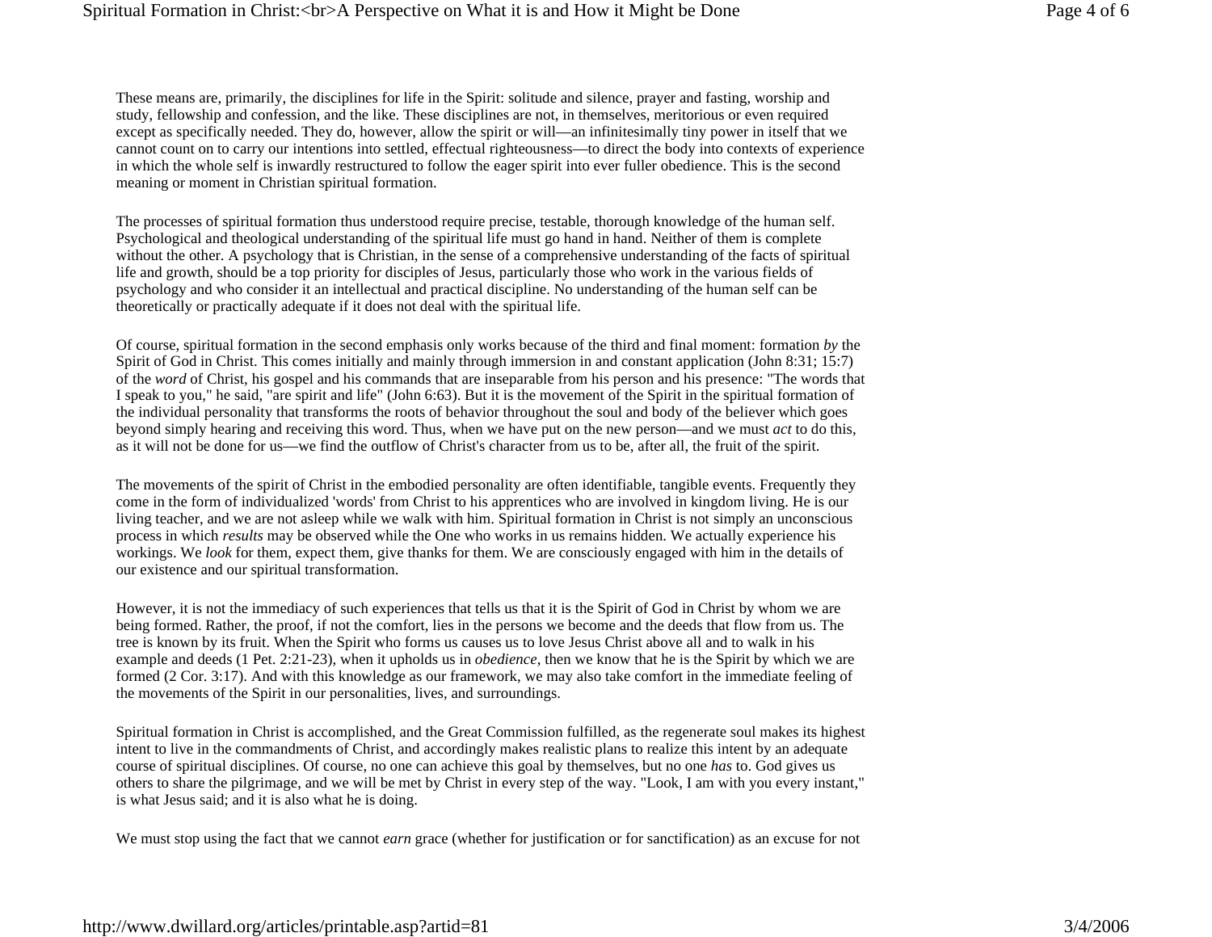These means are, primarily, the disciplines for life in the Spirit: solitude and silence, prayer and fasting, worship and study, fellowship and confession, and the like. These disciplines are not, in themselves, meritorious or even required except as specifically needed. They do, however, allow the spirit or will—an infinitesimally tiny power in itself that we cannot count on to carry our intentions into settled, effectual righteousness—to direct the body into contexts of experience in which the whole self is inwardly restructured to follow the eager spirit into ever fuller obedience. This is the second meaning or moment in Christian spiritual formation.

The processes of spiritual formation thus understood require precise, testable, thorough knowledge of the human self. Psychological and theological understanding of the spiritual life must go hand in hand. Neither of them is complete without the other. A psychology that is Christian, in the sense of a comprehensive understanding of the facts of spiritual life and growth, should be a top priority for disciples of Jesus, particularly those who work in the various fields of psychology and who consider it an intellectual and practical discipline. No understanding of the human self can be theoretically or practically adequate if it does not deal with the spiritual life.

Of course, spiritual formation in the second emphasis only works because of the third and final moment: formation *by* the Spirit of God in Christ. This comes initially and mainly through immersion in and constant application (John 8:31; 15:7) of the *word* of Christ, his gospel and his commands that are inseparable from his person and his presence: "The words that I speak to you," he said, "are spirit and life" (John 6:63). But it is the movement of the Spirit in the spiritual formation of the individual personality that transforms the roots of behavior throughout the soul and body of the believer which goes beyond simply hearing and receiving this word. Thus, when we have put on the new person—and we must *act* to do this, as it will not be done for us—we find the outflow of Christ's character from us to be, after all, the fruit of the spirit.

The movements of the spirit of Christ in the embodied personality are often identifiable, tangible events. Frequently they come in the form of individualized 'words' from Christ to his apprentices who are involved in kingdom living. He is our living teacher, and we are not asleep while we walk with him. Spiritual formation in Christ is not simply an unconscious process in which *results* may be observed while the One who works in us remains hidden. We actually experience his workings. We *look* for them, expect them, give thanks for them. We are consciously engaged with him in the details of our existence and our spiritual transformation.

However, it is not the immediacy of such experiences that tells us that it is the Spirit of God in Christ by whom we are being formed. Rather, the proof, if not the comfort, lies in the persons we become and the deeds that flow from us. The tree is known by its fruit. When the Spirit who forms us causes us to love Jesus Christ above all and to walk in his example and deeds (1 Pet. 2:21-23), when it upholds us in *obedience*, then we know that he is the Spirit by which we are formed (2 Cor. 3:17). And with this knowledge as our framework, we may also take comfort in the immediate feeling of the movements of the Spirit in our personalities, lives, and surroundings.

Spiritual formation in Christ is accomplished, and the Great Commission fulfilled, as the regenerate soul makes its highest intent to live in the commandments of Christ, and accordingly makes realistic plans to realize this intent by an adequate course of spiritual disciplines. Of course, no one can achieve this goal by themselves, but no one *has* to. God gives us others to share the pilgrimage, and we will be met by Christ in every step of the way. "Look, I am with you every instant," is what Jesus said; and it is also what he is doing.

We must stop using the fact that we cannot *earn* grace (whether for justification or for sanctification) as an excuse for not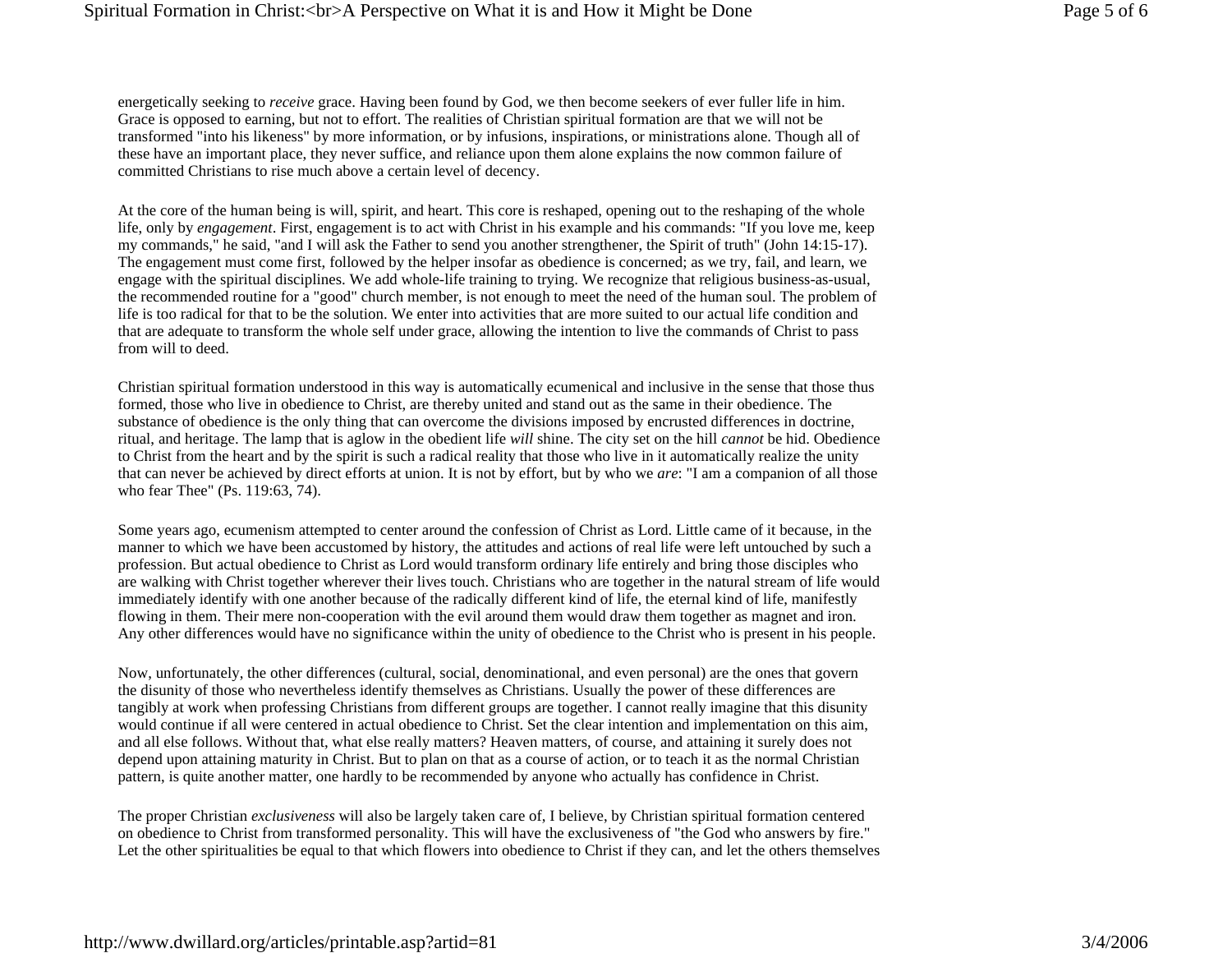energetically seeking to *receive* grace. Having been found by God, we then become seekers of ever fuller life in him. Grace is opposed to earning, but not to effort. The realities of Christian spiritual formation are that we will not be transformed "into his likeness" by more information, or by infusions, inspirations, or ministrations alone. Though all of these have an important place, they never suffice, and reliance upon them alone explains the now common failure of committed Christians to rise much above a certain level of decency.

At the core of the human being is will, spirit, and heart. This core is reshaped, opening out to the reshaping of the whole life, only by *engagement*. First, engagement is to act with Christ in his example and his commands: "If you love me, keep my commands," he said, "and I will ask the Father to send you another strengthener, the Spirit of truth" (John 14:15-17). The engagement must come first, followed by the helper insofar as obedience is concerned; as we try, fail, and learn, we engage with the spiritual disciplines. We add whole-life training to trying. We recognize that religious business-as-usual, the recommended routine for a "good" church member, is not enough to meet the need of the human soul. The problem of life is too radical for that to be the solution. We enter into activities that are more suited to our actual life condition and that are adequate to transform the whole self under grace, allowing the intention to live the commands of Christ to pass from will to deed.

Christian spiritual formation understood in this way is automatically ecumenical and inclusive in the sense that those thus formed, those who live in obedience to Christ, are thereby united and stand out as the same in their obedience. The substance of obedience is the only thing that can overcome the divisions imposed by encrusted differences in doctrine, ritual, and heritage. The lamp that is aglow in the obedient life *will* shine. The city set on the hill *cannot* be hid. Obedience to Christ from the heart and by the spirit is such a radical reality that those who live in it automatically realize the unity that can never be achieved by direct efforts at union. It is not by effort, but by who we *are*: "I am a companion of all those who fear Thee" (Ps. 119:63, 74).

Some years ago, ecumenism attempted to center around the confession of Christ as Lord. Little came of it because, in the manner to which we have been accustomed by history, the attitudes and actions of real life were left untouched by such a profession. But actual obedience to Christ as Lord would transform ordinary life entirely and bring those disciples who are walking with Christ together wherever their lives touch. Christians who are together in the natural stream of life would immediately identify with one another because of the radically different kind of life, the eternal kind of life, manifestly flowing in them. Their mere non-cooperation with the evil around them would draw them together as magnet and iron. Any other differences would have no significance within the unity of obedience to the Christ who is present in his people.

Now, unfortunately, the other differences (cultural, social, denominational, and even personal) are the ones that govern the disunity of those who nevertheless identify themselves as Christians. Usually the power of these differences are tangibly at work when professing Christians from different groups are together. I cannot really imagine that this disunity would continue if all were centered in actual obedience to Christ. Set the clear intention and implementation on this aim, and all else follows. Without that, what else really matters? Heaven matters, of course, and attaining it surely does not depend upon attaining maturity in Christ. But to plan on that as a course of action, or to teach it as the normal Christian pattern, is quite another matter, one hardly to be recommended by anyone who actually has confidence in Christ.

The proper Christian *exclusiveness* will also be largely taken care of, I believe, by Christian spiritual formation centered on obedience to Christ from transformed personality. This will have the exclusiveness of "the God who answers by fire." Let the other spiritualities be equal to that which flowers into obedience to Christ if they can, and let the others themselves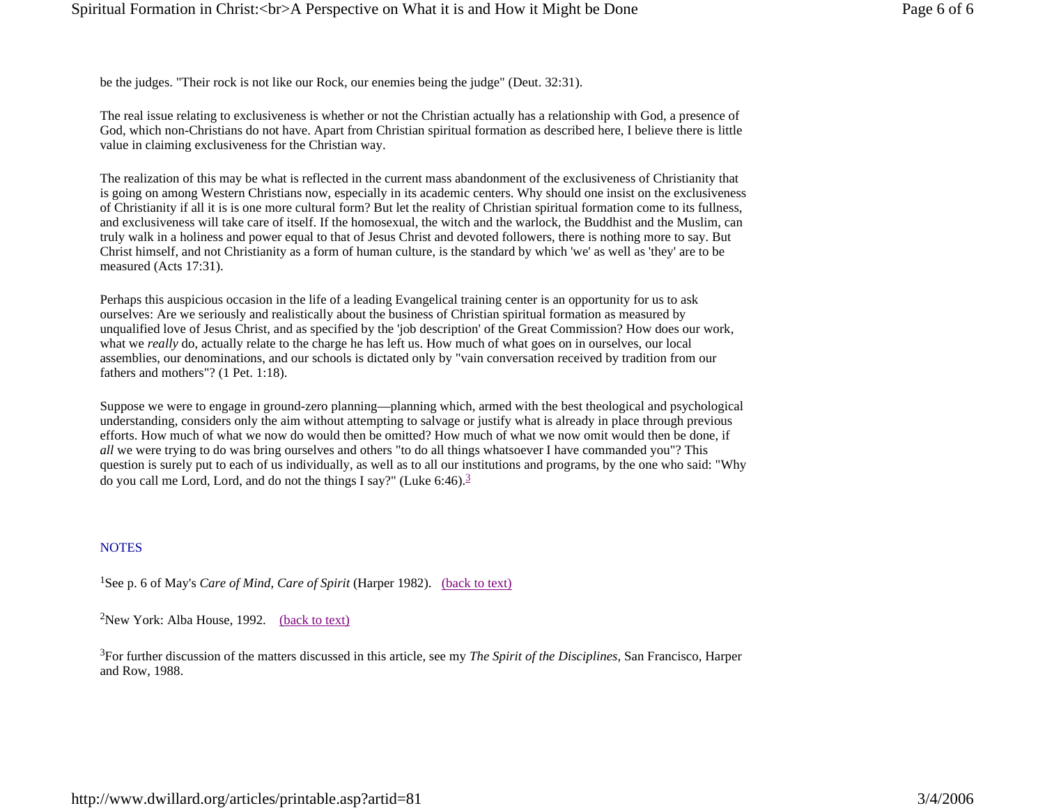be the judges. "Their rock is not like our Rock, our enemies being the judge" (Deut. 32:31).

The real issue relating to exclusiveness is whether or not the Christian actually has a relationship with God, a presence of God, which non-Christians do not have. Apart from Christian spiritual formation as described here, I believe there is little value in claiming exclusiveness for the Christian way.

The realization of this may be what is reflected in the current mass abandonment of the exclusiveness of Christianity that is going on among Western Christians now, especially in its academic centers. Why should one insist on the exclusiveness of Christianity if all it is is one more cultural form? But let the reality of Christian spiritual formation come to its fullness, and exclusiveness will take care of itself. If the homosexual, the witch and the warlock, the Buddhist and the Muslim, can truly walk in a holiness and power equal to that of Jesus Christ and devoted followers, there is nothing more to say. But Christ himself, and not Christianity as a form of human culture, is the standard by which 'we' as well as 'they' are to be measured (Acts 17:31).

Perhaps this auspicious occasion in the life of a leading Evangelical training center is an opportunity for us to ask ourselves: Are we seriously and realistically about the business of Christian spiritual formation as measured by unqualified love of Jesus Christ, and as specified by the 'job description' of the Great Commission? How does our work, what we *really* do, actually relate to the charge he has left us. How much of what goes on in ourselves, our local assemblies, our denominations, and our schools is dictated only by "vain conversation received by tradition from our fathers and mothers"? (1 Pet. 1:18).

Suppose we were to engage in ground-zero planning—planning which, armed with the best theological and psychological understanding, considers only the aim without attempting to salvage or justify what is already in place through previous efforts. How much of what we now do would then be omitted? How much of what we now omit would then be done, if *all* we were trying to do was bring ourselves and others "to do all things whatsoever I have commanded you"? This question is surely put to each of us individually, as well as to all our institutions and programs, by the one who said: "Why do you call me Lord, Lord, and do not the things I say?" (Luke 6:46).[3]

NOTES

[1]See p. 6 of May's *Care of Mind, Care of Spirit* (Harper 1982). (back to text)

[2]New York: Alba House, 1992. (back to text)

[3]For further discussion of the matters discussed in this article, see my *The Spirit of the Disciplines*, San Francisco, Harper and Row, 1988.